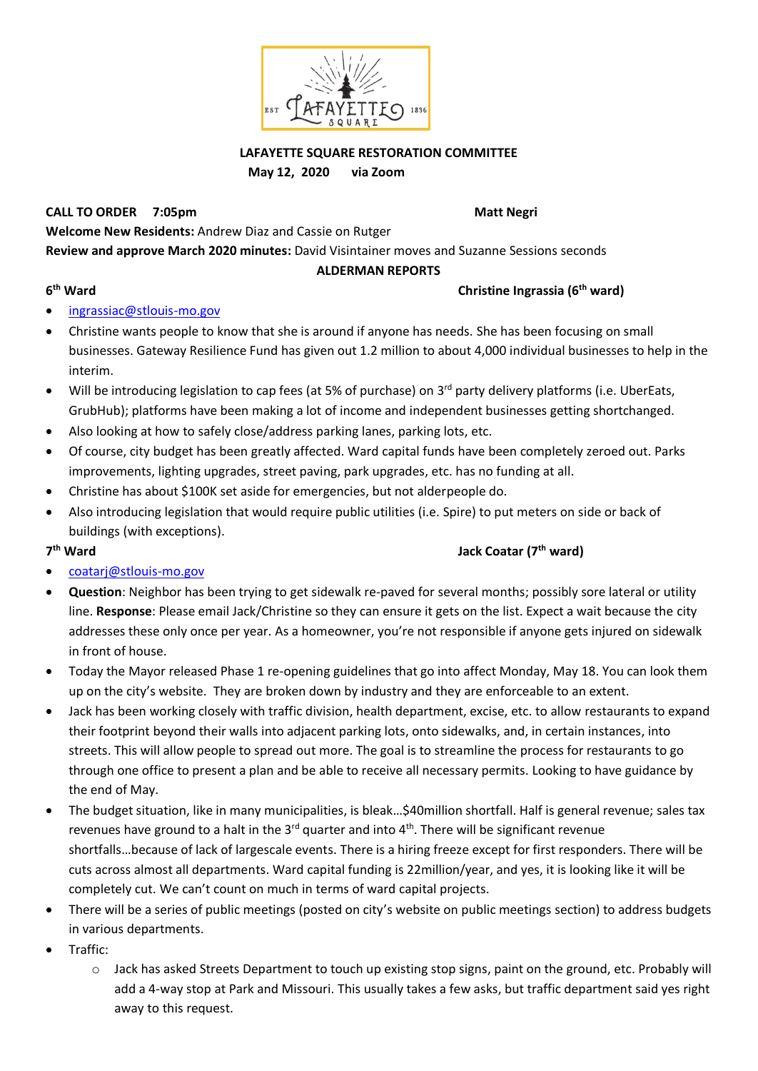**LAFAYETTE SQUARE RESTORATION COMMITTEE**
**May 12, 2020 via Zoom**

**CALL TO ORDER 7:05pm** **Matt Negri**

**Welcome New Residents:** Andrew Diaz and Cassie on Rutger

**Review and approve March 2020 minutes:** David Visintainer moves and Suzanne Sessions seconds

## ALDERMAN REPORTS

### 6th Ward — Christine Ingrassia (6th ward)

- ingrassiac@stlouis-mo.gov
- Christine wants people to know that she is around if anyone has needs. She has been focusing on small businesses. Gateway Resilience Fund has given out 1.2 million to about 4,000 individual businesses to help in the interim.
- Will be introducing legislation to cap fees (at 5% of purchase) on 3rd party delivery platforms (i.e. UberEats, GrubHub); platforms have been making a lot of income and independent businesses getting shortchanged.
- Also looking at how to safely close/address parking lanes, parking lots, etc.
- Of course, city budget has been greatly affected. Ward capital funds have been completely zeroed out. Parks improvements, lighting upgrades, street paving, park upgrades, etc. has no funding at all.
- Christine has about $100K set aside for emergencies, but not alderpeople do.
- Also introducing legislation that would require public utilities (i.e. Spire) to put meters on side or back of buildings (with exceptions).

### 7th Ward — Jack Coatar (7th ward)

- coatarj@stlouis-mo.gov
- **Question**: Neighbor has been trying to get sidewalk re-paved for several months; possibly sore lateral or utility line. **Response**: Please email Jack/Christine so they can ensure it gets on the list. Expect a wait because the city addresses these only once per year. As a homeowner, you're not responsible if anyone gets injured on sidewalk in front of house.
- Today the Mayor released Phase 1 re-opening guidelines that go into affect Monday, May 18. You can look them up on the city's website. They are broken down by industry and they are enforceable to an extent.
- Jack has been working closely with traffic division, health department, excise, etc. to allow restaurants to expand their footprint beyond their walls into adjacent parking lots, onto sidewalks, and, in certain instances, into streets. This will allow people to spread out more. The goal is to streamline the process for restaurants to go through one office to present a plan and be able to receive all necessary permits. Looking to have guidance by the end of May.
- The budget situation, like in many municipalities, is bleak…$40million shortfall. Half is general revenue; sales tax revenues have ground to a halt in the 3rd quarter and into 4th. There will be significant revenue shortfalls…because of lack of largescale events. There is a hiring freeze except for first responders. There will be cuts across almost all departments. Ward capital funding is 22million/year, and yes, it is looking like it will be completely cut. We can't count on much in terms of ward capital projects.
- There will be a series of public meetings (posted on city's website on public meetings section) to address budgets in various departments.
- Traffic:
  - Jack has asked Streets Department to touch up existing stop signs, paint on the ground, etc. Probably will add a 4-way stop at Park and Missouri. This usually takes a few asks, but traffic department said yes right away to this request.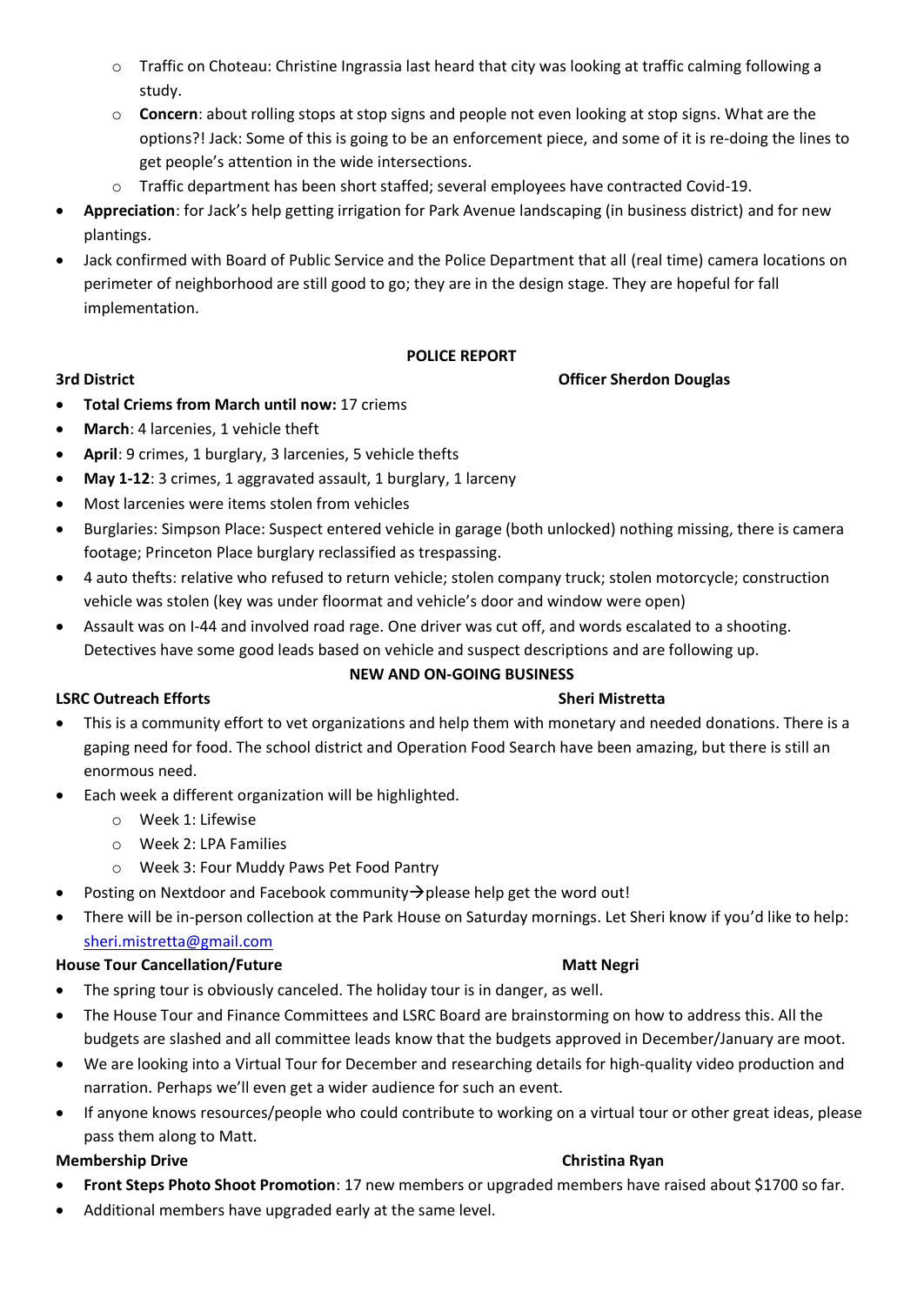- Traffic on Choteau: Christine Ingrassia last heard that city was looking at traffic calming following a study.
  - **Concern**: about rolling stops at stop signs and people not even looking at stop signs. What are the options?! Jack: Some of this is going to be an enforcement piece, and some of it is re-doing the lines to get people's attention in the wide intersections.
  - Traffic department has been short staffed; several employees have contracted Covid-19.
- **Appreciation**: for Jack's help getting irrigation for Park Avenue landscaping (in business district) and for new plantings.
- Jack confirmed with Board of Public Service and the Police Department that all (real time) camera locations on perimeter of neighborhood are still good to go; they are in the design stage. They are hopeful for fall implementation.

## POLICE REPORT

**3rd District** — **Officer Sherdon Douglas**

- **Total Criems from March until now:** 17 criems
- **March**: 4 larcenies, 1 vehicle theft
- **April**: 9 crimes, 1 burglary, 3 larcenies, 5 vehicle thefts
- **May 1-12**: 3 crimes, 1 aggravated assault, 1 burglary, 1 larceny
- Most larcenies were items stolen from vehicles
- Burglaries: Simpson Place: Suspect entered vehicle in garage (both unlocked) nothing missing, there is camera footage; Princeton Place burglary reclassified as trespassing.
- 4 auto thefts: relative who refused to return vehicle; stolen company truck; stolen motorcycle; construction vehicle was stolen (key was under floormat and vehicle's door and window were open)
- Assault was on I-44 and involved road rage. One driver was cut off, and words escalated to a shooting. Detectives have some good leads based on vehicle and suspect descriptions and are following up.

## NEW AND ON-GOING BUSINESS

**LSRC Outreach Efforts** — **Sheri Mistretta**

- This is a community effort to vet organizations and help them with monetary and needed donations. There is a gaping need for food. The school district and Operation Food Search have been amazing, but there is still an enormous need.
- Each week a different organization will be highlighted.
  - Week 1: Lifewise
  - Week 2: LPA Families
  - Week 3: Four Muddy Paws Pet Food Pantry
- Posting on Nextdoor and Facebook community→please help get the word out!
- There will be in-person collection at the Park House on Saturday mornings. Let Sheri know if you'd like to help: sheri.mistretta@gmail.com

**House Tour Cancellation/Future** — **Matt Negri**

- The spring tour is obviously canceled. The holiday tour is in danger, as well.
- The House Tour and Finance Committees and LSRC Board are brainstorming on how to address this. All the budgets are slashed and all committee leads know that the budgets approved in December/January are moot.
- We are looking into a Virtual Tour for December and researching details for high-quality video production and narration. Perhaps we'll even get a wider audience for such an event.
- If anyone knows resources/people who could contribute to working on a virtual tour or other great ideas, please pass them along to Matt.

**Membership Drive** — **Christina Ryan**

- **Front Steps Photo Shoot Promotion**: 17 new members or upgraded members have raised about $1700 so far.
- Additional members have upgraded early at the same level.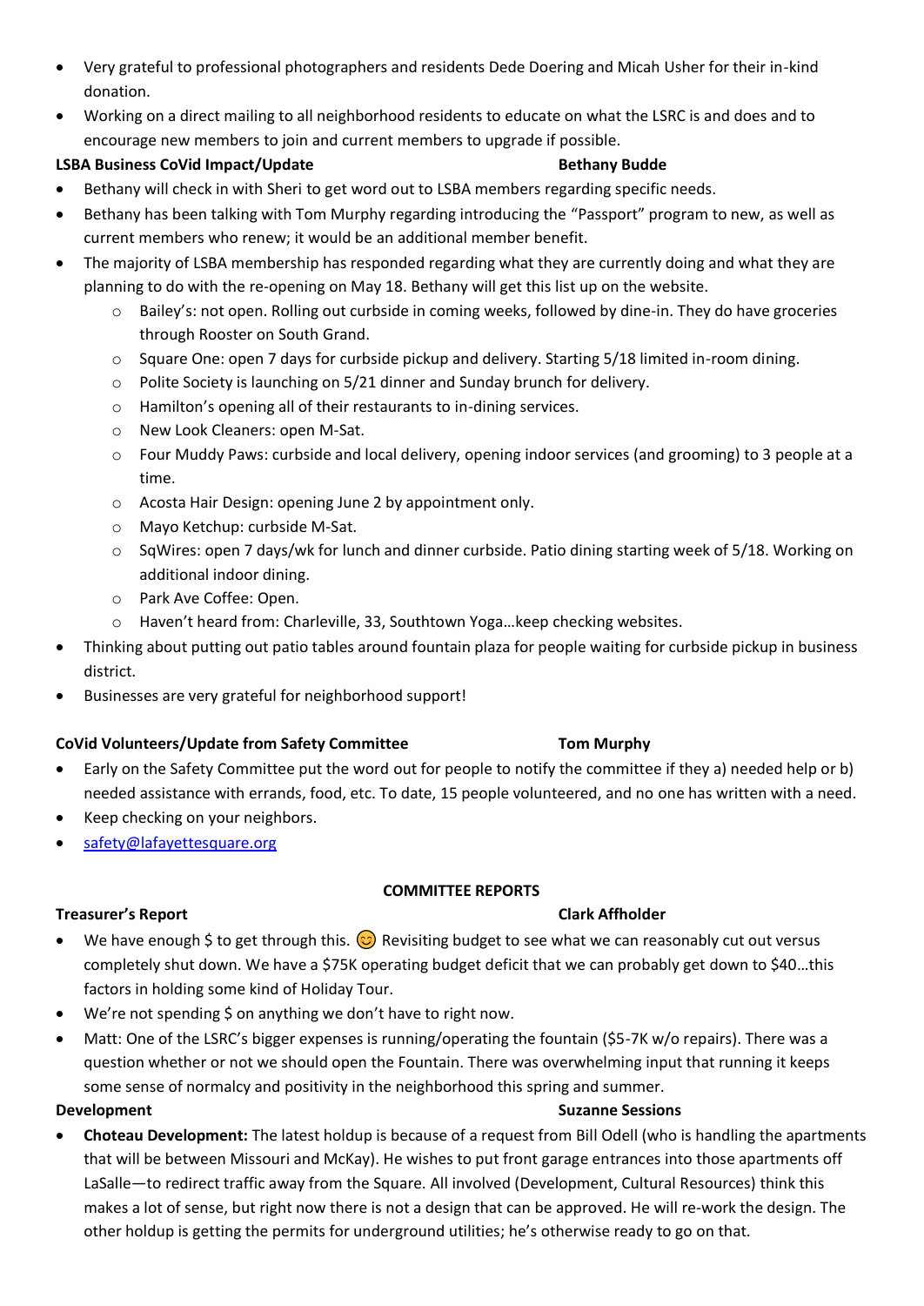- Very grateful to professional photographers and residents Dede Doering and Micah Usher for their in-kind donation.
- Working on a direct mailing to all neighborhood residents to educate on what the LSRC is and does and to encourage new members to join and current members to upgrade if possible.

**LSBA Business CoVid Impact/Update** **Bethany Budde**

- Bethany will check in with Sheri to get word out to LSBA members regarding specific needs.
- Bethany has been talking with Tom Murphy regarding introducing the "Passport" program to new, as well as current members who renew; it would be an additional member benefit.
- The majority of LSBA membership has responded regarding what they are currently doing and what they are planning to do with the re-opening on May 18. Bethany will get this list up on the website.
    - Bailey's: not open. Rolling out curbside in coming weeks, followed by dine-in. They do have groceries through Rooster on South Grand.
    - Square One: open 7 days for curbside pickup and delivery. Starting 5/18 limited in-room dining.
    - Polite Society is launching on 5/21 dinner and Sunday brunch for delivery.
    - Hamilton's opening all of their restaurants to in-dining services.
    - New Look Cleaners: open M-Sat.
    - Four Muddy Paws: curbside and local delivery, opening indoor services (and grooming) to 3 people at a time.
    - Acosta Hair Design: opening June 2 by appointment only.
    - Mayo Ketchup: curbside M-Sat.
    - SqWires: open 7 days/wk for lunch and dinner curbside. Patio dining starting week of 5/18. Working on additional indoor dining.
    - Park Ave Coffee: Open.
    - Haven't heard from: Charleville, 33, Southtown Yoga…keep checking websites.
- Thinking about putting out patio tables around fountain plaza for people waiting for curbside pickup in business district.
- Businesses are very grateful for neighborhood support!

**CoVid Volunteers/Update from Safety Committee** **Tom Murphy**

- Early on the Safety Committee put the word out for people to notify the committee if they a) needed help or b) needed assistance with errands, food, etc. To date, 15 people volunteered, and no one has written with a need.
- Keep checking on your neighbors.
- safety@lafayettesquare.org

**COMMITTEE REPORTS**

**Treasurer's Report** **Clark Affholder**

- We have enough $ to get through this. 😊 Revisiting budget to see what we can reasonably cut out versus completely shut down. We have a $75K operating budget deficit that we can probably get down to $40…this factors in holding some kind of Holiday Tour.
- We're not spending $ on anything we don't have to right now.
- Matt: One of the LSRC's bigger expenses is running/operating the fountain ($5-7K w/o repairs). There was a question whether or not we should open the Fountain. There was overwhelming input that running it keeps some sense of normalcy and positivity in the neighborhood this spring and summer.

**Development** **Suzanne Sessions**

- **Choteau Development:** The latest holdup is because of a request from Bill Odell (who is handling the apartments that will be between Missouri and McKay). He wishes to put front garage entrances into those apartments off LaSalle—to redirect traffic away from the Square. All involved (Development, Cultural Resources) think this makes a lot of sense, but right now there is not a design that can be approved. He will re-work the design. The other holdup is getting the permits for underground utilities; he's otherwise ready to go on that.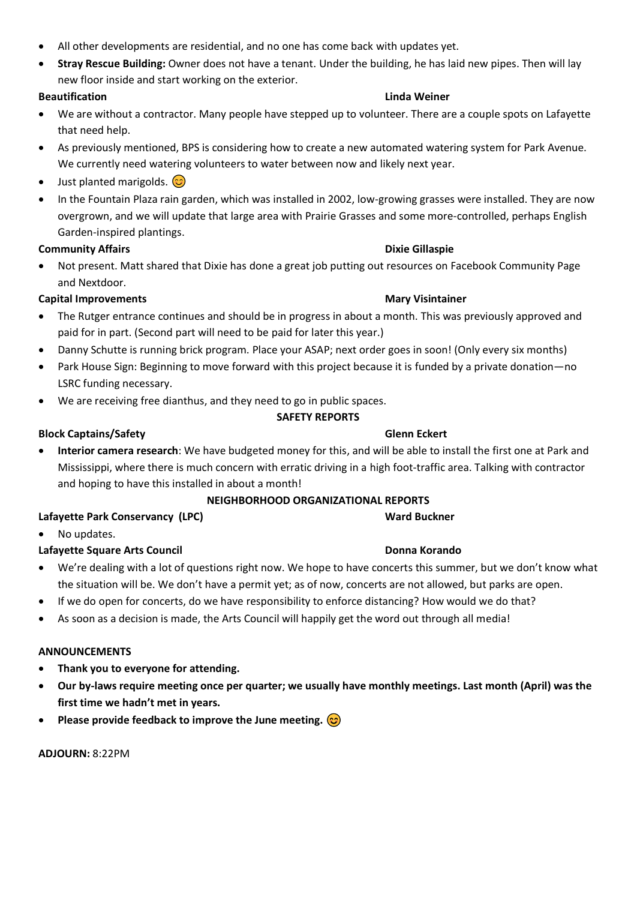- All other developments are residential, and no one has come back with updates yet.
- **Stray Rescue Building:** Owner does not have a tenant. Under the building, he has laid new pipes. Then will lay new floor inside and start working on the exterior.

**Beautification** **Linda Weiner**

- We are without a contractor. Many people have stepped up to volunteer. There are a couple spots on Lafayette that need help.
- As previously mentioned, BPS is considering how to create a new automated watering system for Park Avenue. We currently need watering volunteers to water between now and likely next year.
- Just planted marigolds. 😊
- In the Fountain Plaza rain garden, which was installed in 2002, low-growing grasses were installed. They are now overgrown, and we will update that large area with Prairie Grasses and some more-controlled, perhaps English Garden-inspired plantings.

**Community Affairs** **Dixie Gillaspie**

- Not present. Matt shared that Dixie has done a great job putting out resources on Facebook Community Page and Nextdoor.

**Capital Improvements** **Mary Visintainer**

- The Rutger entrance continues and should be in progress in about a month. This was previously approved and paid for in part. (Second part will need to be paid for later this year.)
- Danny Schutte is running brick program. Place your ASAP; next order goes in soon! (Only every six months)
- Park House Sign: Beginning to move forward with this project because it is funded by a private donation—no LSRC funding necessary.
- We are receiving free dianthus, and they need to go in public spaces.

**SAFETY REPORTS**

**Block Captains/Safety** **Glenn Eckert**

- **Interior camera research**: We have budgeted money for this, and will be able to install the first one at Park and Mississippi, where there is much concern with erratic driving in a high foot-traffic area. Talking with contractor and hoping to have this installed in about a month!

**NEIGHBORHOOD ORGANIZATIONAL REPORTS**

**Lafayette Park Conservancy (LPC)** **Ward Buckner**

- No updates.

**Lafayette Square Arts Council** **Donna Korando**

- We're dealing with a lot of questions right now. We hope to have concerts this summer, but we don't know what the situation will be. We don't have a permit yet; as of now, concerts are not allowed, but parks are open.
- If we do open for concerts, do we have responsibility to enforce distancing? How would we do that?
- As soon as a decision is made, the Arts Council will happily get the word out through all media!

**ANNOUNCEMENTS**

- **Thank you to everyone for attending.**
- **Our by-laws require meeting once per quarter; we usually have monthly meetings. Last month (April) was the first time we hadn't met in years.**
- **Please provide feedback to improve the June meeting.** 😊

**ADJOURN:** 8:22PM